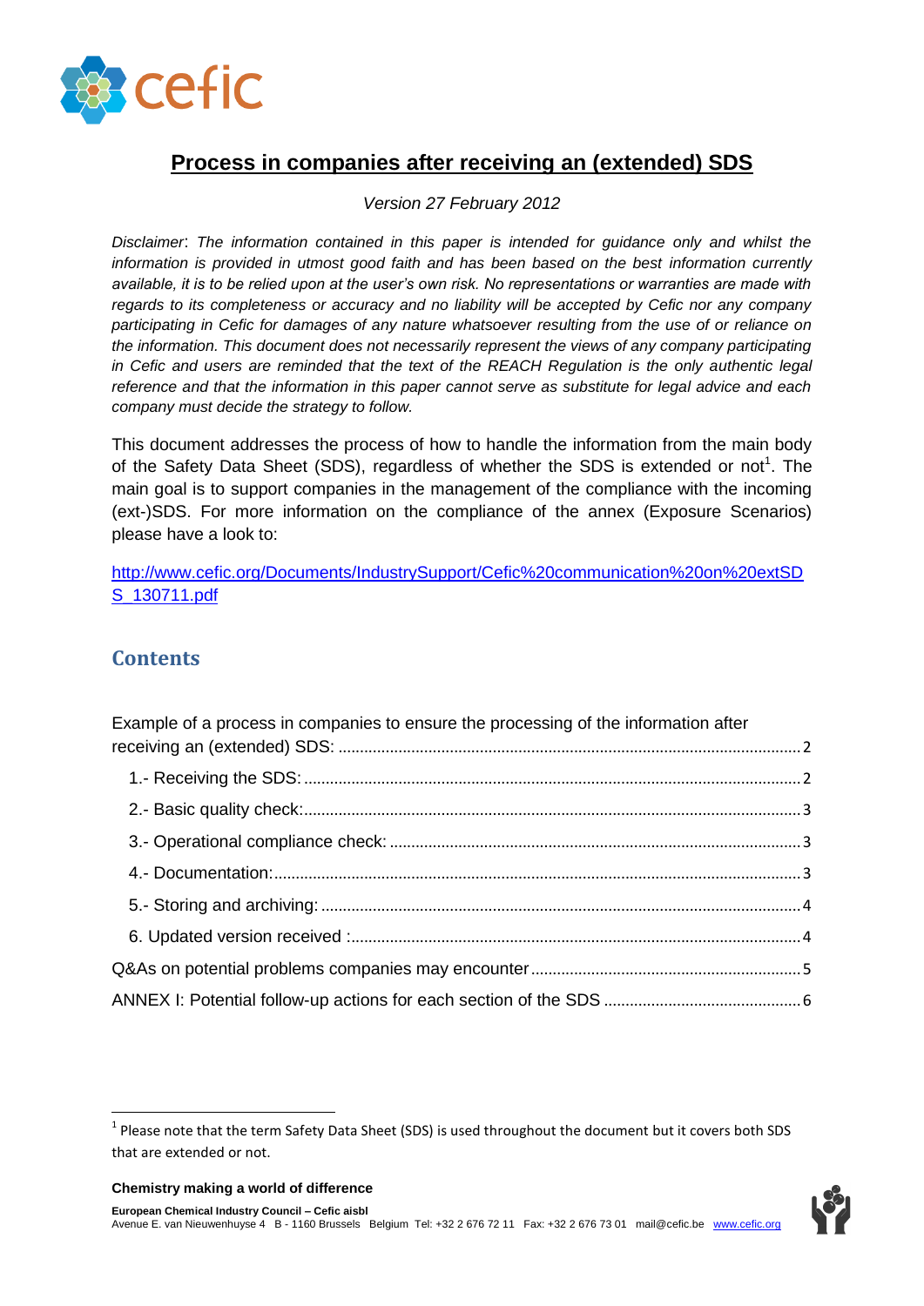# Process in companies after receiving an (extended) SDS

*Version 27 February 2012*

*Disclaimer: The information contained in this paper is intended for guidance only and whilst the information is provided in utmost good faith and has been based on the best information currently available, it is to be relied upon at the user's own risk. No representations or warranties are made with regards to its completeness or accuracy and no liability will be accepted by Cefic nor any company participating in Cefic for damages of any nature whatsoever resulting from the use of or reliance on the information. This document does not necessarily represent the views of any company participating in Cefic and users are reminded that the text of the REACH Regulation is the only authentic legal reference and that the information in this paper cannot serve as substitute for legal advice and each company must decide the strategy to follow.*

This document addresses the process of how to handle the information from the main body of the Safety Data Sheet (SDS), regardless of whether the SDS is extended or not[1]. The main goal is to support companies in the management of the compliance with the incoming (ext-)SDS. For more information on the compliance of the annex (Exposure Scenarios) please have a look to:

http://www.cefic.org/Documents/IndustrySupport/Cefic%20communication%20on%20extSDS_130711.pdf

## Contents

Example of a process in companies to ensure the processing of the information after receiving an (extended) SDS: ..... 2

- 1.- Receiving the SDS: ..... 2
- 2.- Basic quality check: ..... 3
- 3.- Operational compliance check: ..... 3
- 4.- Documentation: ..... 3
- 5.- Storing and archiving: ..... 4
- 6. Updated version received : ..... 4

Q&As on potential problems companies may encounter ..... 5

ANNEX I: Potential follow-up actions for each section of the SDS ..... 6

---

[1] Please note that the term Safety Data Sheet (SDS) is used throughout the document but it covers both SDS that are extended or not.

**Chemistry making a world of difference**

**European Chemical Industry Council – Cefic aisbl**
Avenue E. van Nieuwenhuyse 4 B - 1160 Brussels Belgium Tel: +32 2 676 72 11 Fax: +32 2 676 73 01 mail@cefic.be www.cefic.org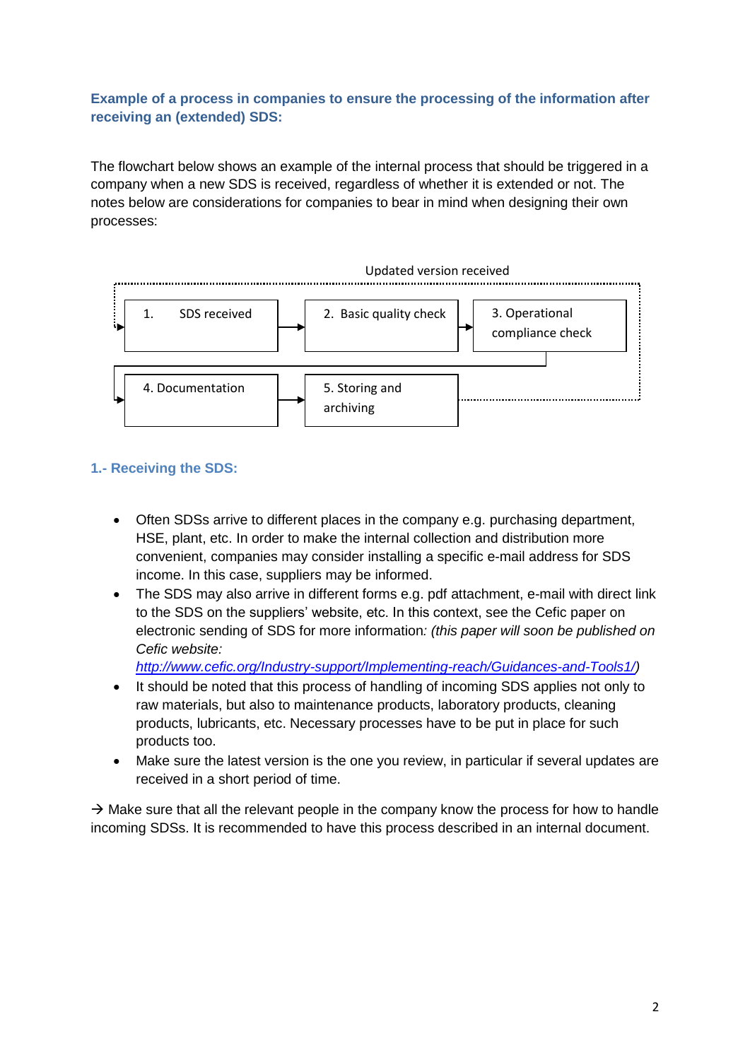**Example of a process in companies to ensure the processing of the information after receiving an (extended) SDS:**

The flowchart below shows an example of the internal process that should be triggered in a company when a new SDS is received, regardless of whether it is extended or not. The notes below are considerations for companies to bear in mind when designing their own processes:

Updated version received

1. SDS received → 2. Basic quality check → 3. Operational compliance check → 4. Documentation → 5. Storing and archiving

### 1.- Receiving the SDS:

- Often SDSs arrive to different places in the company e.g. purchasing department, HSE, plant, etc. In order to make the internal collection and distribution more convenient, companies may consider installing a specific e-mail address for SDS income. In this case, suppliers may be informed.
- The SDS may also arrive in different forms e.g. pdf attachment, e-mail with direct link to the SDS on the suppliers' website, etc. In this context, see the Cefic paper on electronic sending of SDS for more information*: (this paper will soon be published on Cefic website:* *http://www.cefic.org/Industry-support/Implementing-reach/Guidances-and-Tools1/)*
- It should be noted that this process of handling of incoming SDS applies not only to raw materials, but also to maintenance products, laboratory products, cleaning products, lubricants, etc. Necessary processes have to be put in place for such products too.
- Make sure the latest version is the one you review, in particular if several updates are received in a short period of time.

→ Make sure that all the relevant people in the company know the process for how to handle incoming SDSs. It is recommended to have this process described in an internal document.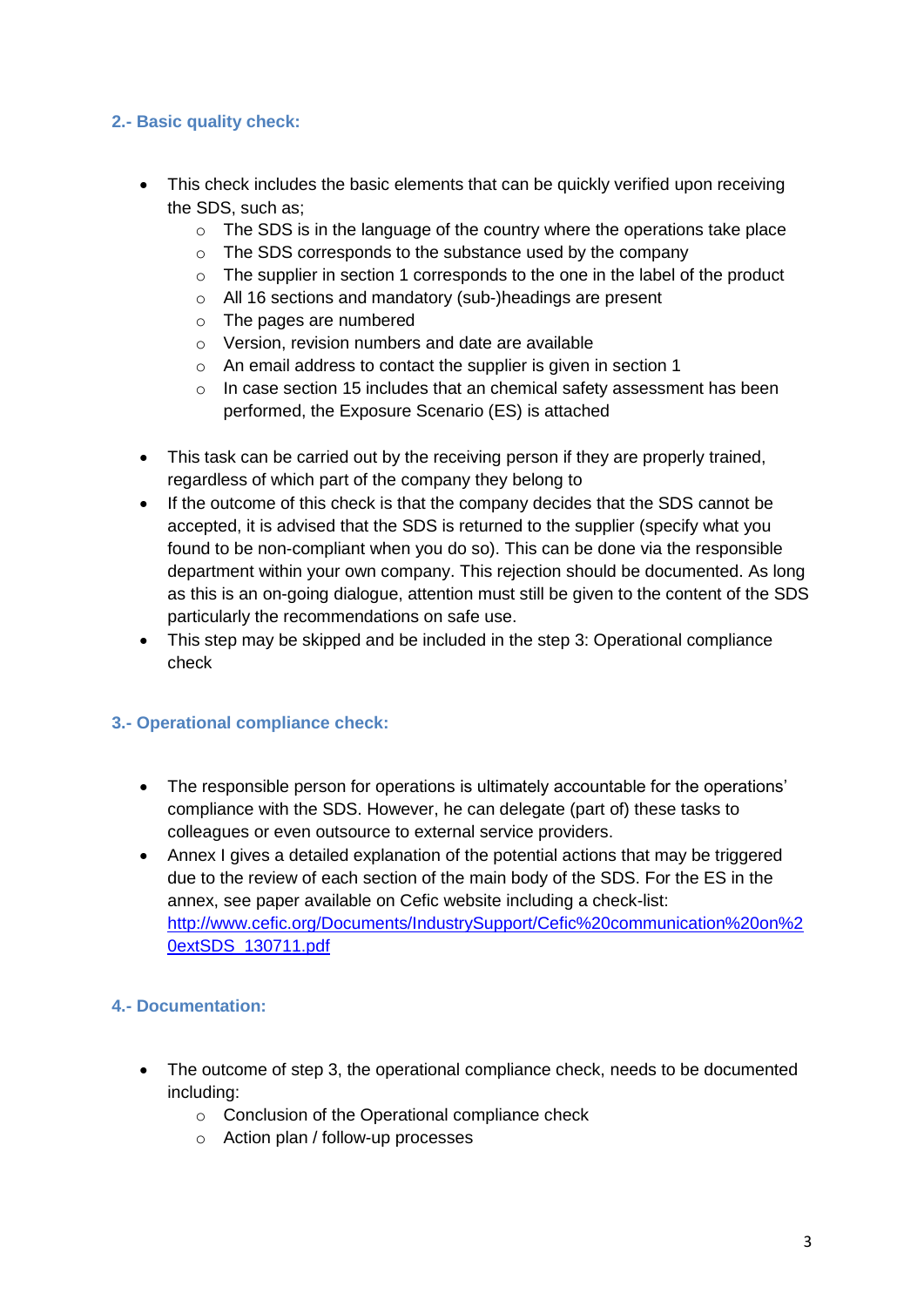## 2.- Basic quality check:

- This check includes the basic elements that can be quickly verified upon receiving the SDS, such as;
  - The SDS is in the language of the country where the operations take place
  - The SDS corresponds to the substance used by the company
  - The supplier in section 1 corresponds to the one in the label of the product
  - All 16 sections and mandatory (sub-)headings are present
  - The pages are numbered
  - Version, revision numbers and date are available
  - An email address to contact the supplier is given in section 1
  - In case section 15 includes that an chemical safety assessment has been performed, the Exposure Scenario (ES) is attached

- This task can be carried out by the receiving person if they are properly trained, regardless of which part of the company they belong to
- If the outcome of this check is that the company decides that the SDS cannot be accepted, it is advised that the SDS is returned to the supplier (specify what you found to be non-compliant when you do so). This can be done via the responsible department within your own company. This rejection should be documented. As long as this is an on-going dialogue, attention must still be given to the content of the SDS particularly the recommendations on safe use.
- This step may be skipped and be included in the step 3: Operational compliance check

## 3.- Operational compliance check:

- The responsible person for operations is ultimately accountable for the operations' compliance with the SDS. However, he can delegate (part of) these tasks to colleagues or even outsource to external service providers.
- Annex I gives a detailed explanation of the potential actions that may be triggered due to the review of each section of the main body of the SDS. For the ES in the annex, see paper available on Cefic website including a check-list: [http://www.cefic.org/Documents/IndustrySupport/Cefic%20communication%20on%20extSDS_130711.pdf](http://www.cefic.org/Documents/IndustrySupport/Cefic%20communication%20on%20extSDS_130711.pdf)

## 4.- Documentation:

- The outcome of step 3, the operational compliance check, needs to be documented including:
  - Conclusion of the Operational compliance check
  - Action plan / follow-up processes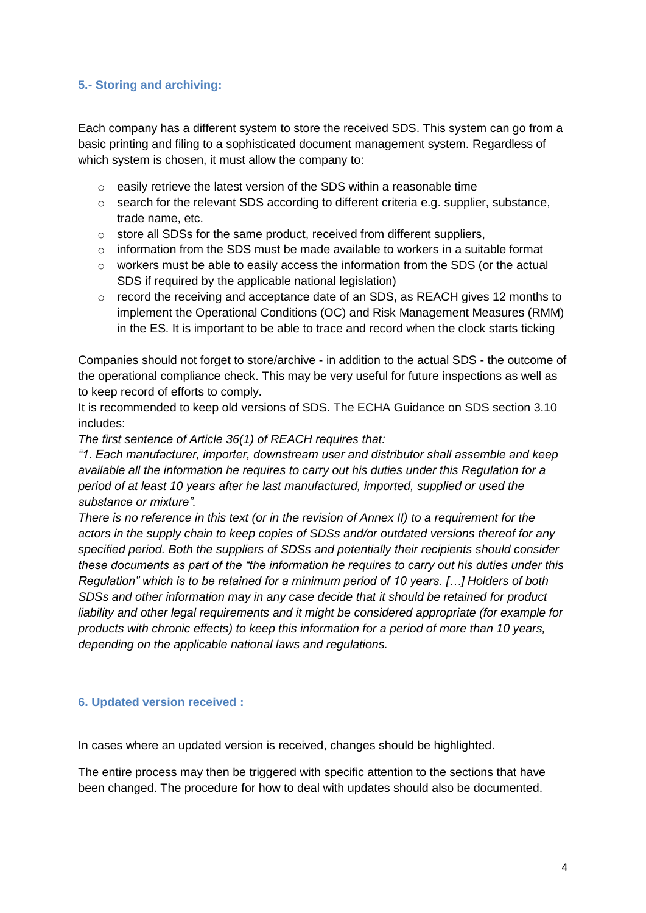## 5.- Storing and archiving:

Each company has a different system to store the received SDS. This system can go from a basic printing and filing to a sophisticated document management system. Regardless of which system is chosen, it must allow the company to:

- easily retrieve the latest version of the SDS within a reasonable time
- search for the relevant SDS according to different criteria e.g. supplier, substance, trade name, etc.
- store all SDSs for the same product, received from different suppliers,
- information from the SDS must be made available to workers in a suitable format
- workers must be able to easily access the information from the SDS (or the actual SDS if required by the applicable national legislation)
- record the receiving and acceptance date of an SDS, as REACH gives 12 months to implement the Operational Conditions (OC) and Risk Management Measures (RMM) in the ES. It is important to be able to trace and record when the clock starts ticking

Companies should not forget to store/archive - in addition to the actual SDS - the outcome of the operational compliance check. This may be very useful for future inspections as well as to keep record of efforts to comply.

It is recommended to keep old versions of SDS. The ECHA Guidance on SDS section 3.10 includes:

*The first sentence of Article 36(1) of REACH requires that:*

*"1. Each manufacturer, importer, downstream user and distributor shall assemble and keep available all the information he requires to carry out his duties under this Regulation for a period of at least 10 years after he last manufactured, imported, supplied or used the substance or mixture".*

*There is no reference in this text (or in the revision of Annex II) to a requirement for the actors in the supply chain to keep copies of SDSs and/or outdated versions thereof for any specified period. Both the suppliers of SDSs and potentially their recipients should consider these documents as part of the "the information he requires to carry out his duties under this Regulation" which is to be retained for a minimum period of 10 years. […] Holders of both SDSs and other information may in any case decide that it should be retained for product liability and other legal requirements and it might be considered appropriate (for example for products with chronic effects) to keep this information for a period of more than 10 years, depending on the applicable national laws and regulations.*

## 6. Updated version received :

In cases where an updated version is received, changes should be highlighted.

The entire process may then be triggered with specific attention to the sections that have been changed. The procedure for how to deal with updates should also be documented.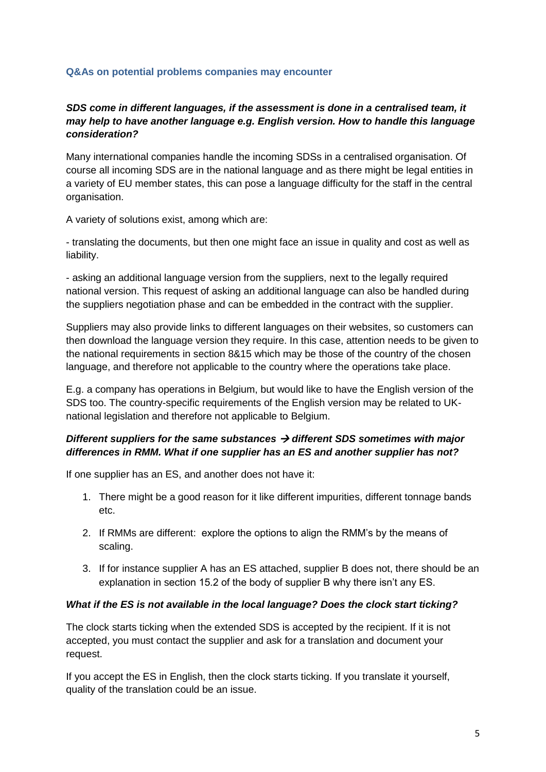### Q&As on potential problems companies may encounter

***SDS come in different languages, if the assessment is done in a centralised team, it may help to have another language e.g. English version. How to handle this language consideration?***

Many international companies handle the incoming SDSs in a centralised organisation. Of course all incoming SDS are in the national language and as there might be legal entities in a variety of EU member states, this can pose a language difficulty for the staff in the central organisation.

A variety of solutions exist, among which are:

- translating the documents, but then one might face an issue in quality and cost as well as liability.

- asking an additional language version from the suppliers, next to the legally required national version. This request of asking an additional language can also be handled during the suppliers negotiation phase and can be embedded in the contract with the supplier.

Suppliers may also provide links to different languages on their websites, so customers can then download the language version they require. In this case, attention needs to be given to the national requirements in section 8&15 which may be those of the country of the chosen language, and therefore not applicable to the country where the operations take place.

E.g. a company has operations in Belgium, but would like to have the English version of the SDS too. The country-specific requirements of the English version may be related to UK-national legislation and therefore not applicable to Belgium.

***Different suppliers for the same substances → different SDS sometimes with major differences in RMM. What if one supplier has an ES and another supplier has not?***

If one supplier has an ES, and another does not have it:

1. There might be a good reason for it like different impurities, different tonnage bands etc.
2. If RMMs are different: explore the options to align the RMM's by the means of scaling.
3. If for instance supplier A has an ES attached, supplier B does not, there should be an explanation in section 15.2 of the body of supplier B why there isn't any ES.

***What if the ES is not available in the local language? Does the clock start ticking?***

The clock starts ticking when the extended SDS is accepted by the recipient. If it is not accepted, you must contact the supplier and ask for a translation and document your request.

If you accept the ES in English, then the clock starts ticking. If you translate it yourself, quality of the translation could be an issue.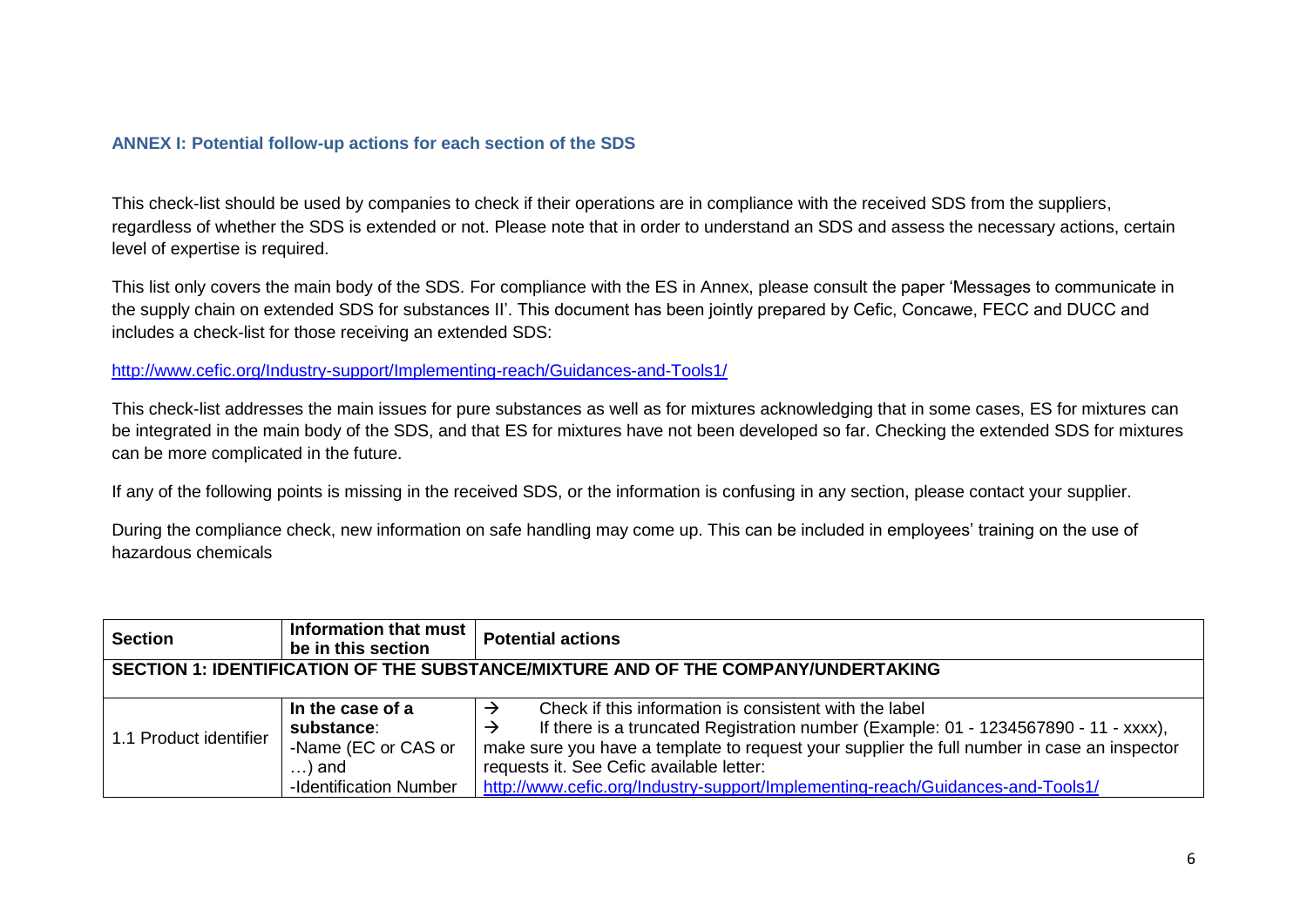### ANNEX I: Potential follow-up actions for each section of the SDS

This check-list should be used by companies to check if their operations are in compliance with the received SDS from the suppliers, regardless of whether the SDS is extended or not. Please note that in order to understand an SDS and assess the necessary actions, certain level of expertise is required.

This list only covers the main body of the SDS. For compliance with the ES in Annex, please consult the paper 'Messages to communicate in the supply chain on extended SDS for substances II'. This document has been jointly prepared by Cefic, Concawe, FECC and DUCC and includes a check-list for those receiving an extended SDS:

http://www.cefic.org/Industry-support/Implementing-reach/Guidances-and-Tools1/

This check-list addresses the main issues for pure substances as well as for mixtures acknowledging that in some cases, ES for mixtures can be integrated in the main body of the SDS, and that ES for mixtures have not been developed so far. Checking the extended SDS for mixtures can be more complicated in the future.

If any of the following points is missing in the received SDS, or the information is confusing in any section, please contact your supplier.

During the compliance check, new information on safe handling may come up. This can be included in employees' training on the use of hazardous chemicals

| Section | Information that must be in this section | Potential actions |
|---|---|---|
| **SECTION 1: IDENTIFICATION OF THE SUBSTANCE/MIXTURE AND OF THE COMPANY/UNDERTAKING** | | |
| 1.1 Product identifier | **In the case of a substance**:<br>-Name (EC or CAS or …) and<br>-Identification Number | → Check if this information is consistent with the label<br>→ If there is a truncated Registration number (Example: 01 - 1234567890 - 11 - xxxx), make sure you have a template to request your supplier the full number in case an inspector requests it. See Cefic available letter:<br>http://www.cefic.org/Industry-support/Implementing-reach/Guidances-and-Tools1/ |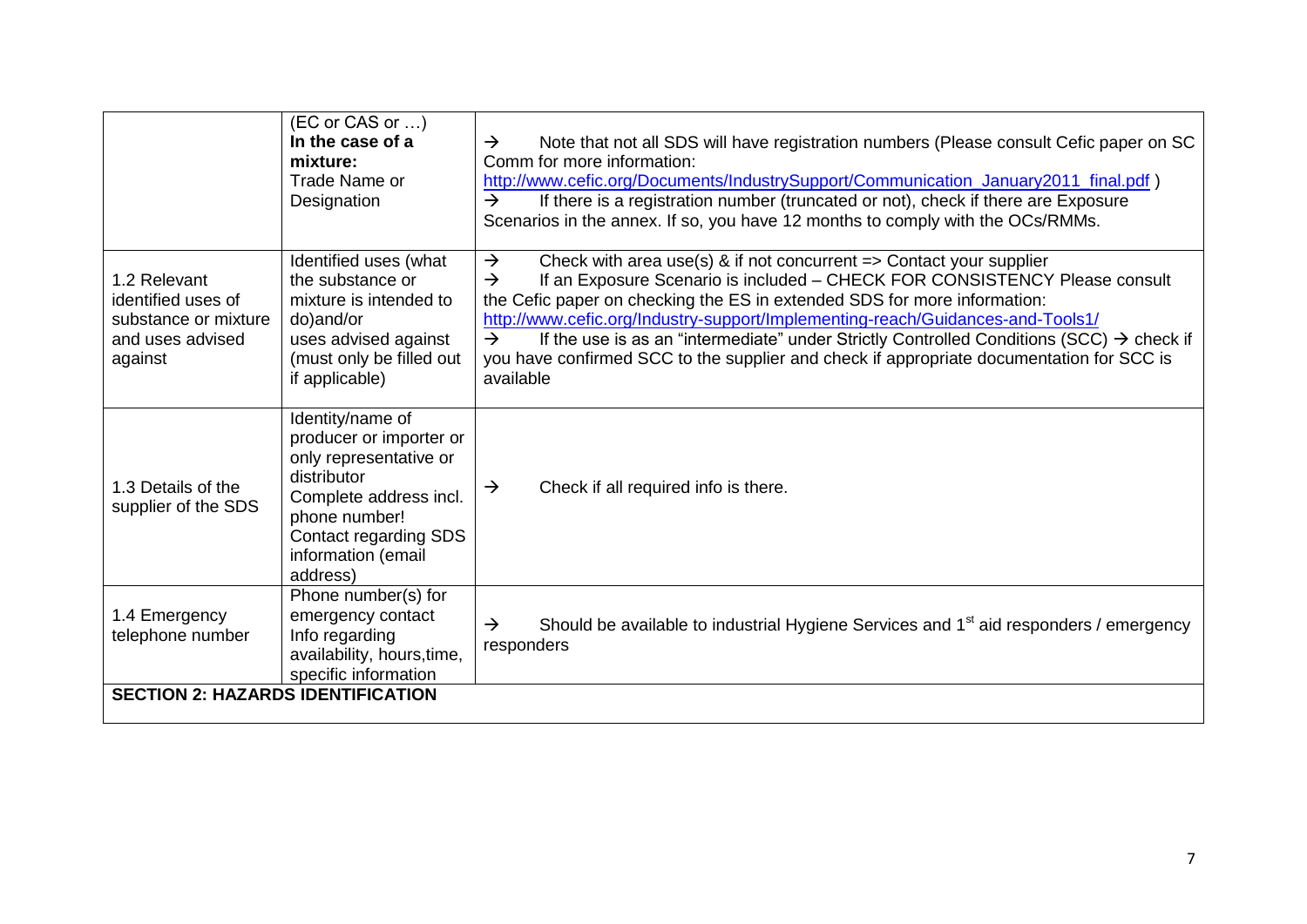| | | |
|---|---|---|
| | (EC or CAS or …)<br>**In the case of a mixture:**<br>Trade Name or Designation | → Note that not all SDS will have registration numbers (Please consult Cefic paper on SC Comm for more information: [http://www.cefic.org/Documents/IndustrySupport/Communication_January2011_final.pdf](http://www.cefic.org/Documents/IndustrySupport/Communication_January2011_final.pdf) )<br>→ If there is a registration number (truncated or not), check if there are Exposure Scenarios in the annex. If so, you have 12 months to comply with the OCs/RMMs. |
| 1.2 Relevant identified uses of substance or mixture and uses advised against | Identified uses (what the substance or mixture is intended to do)and/or uses advised against (must only be filled out if applicable) | → Check with area use(s) & if not concurrent => Contact your supplier<br>→ If an Exposure Scenario is included – CHECK FOR CONSISTENCY Please consult the Cefic paper on checking the ES in extended SDS for more information: [http://www.cefic.org/Industry-support/Implementing-reach/Guidances-and-Tools1/](http://www.cefic.org/Industry-support/Implementing-reach/Guidances-and-Tools1/)<br>→ If the use is as an "intermediate" under Strictly Controlled Conditions (SCC) → check if you have confirmed SCC to the supplier and check if appropriate documentation for SCC is available |
| 1.3 Details of the supplier of the SDS | Identity/name of producer or importer or only representative or distributor<br>Complete address incl. phone number!<br>Contact regarding SDS information (email address) | → Check if all required info is there. |
| 1.4 Emergency telephone number | Phone number(s) for emergency contact<br>Info regarding availability, hours,time, specific information | → Should be available to industrial Hygiene Services and 1st aid responders / emergency responders |
| **SECTION 2: HAZARDS IDENTIFICATION** | | |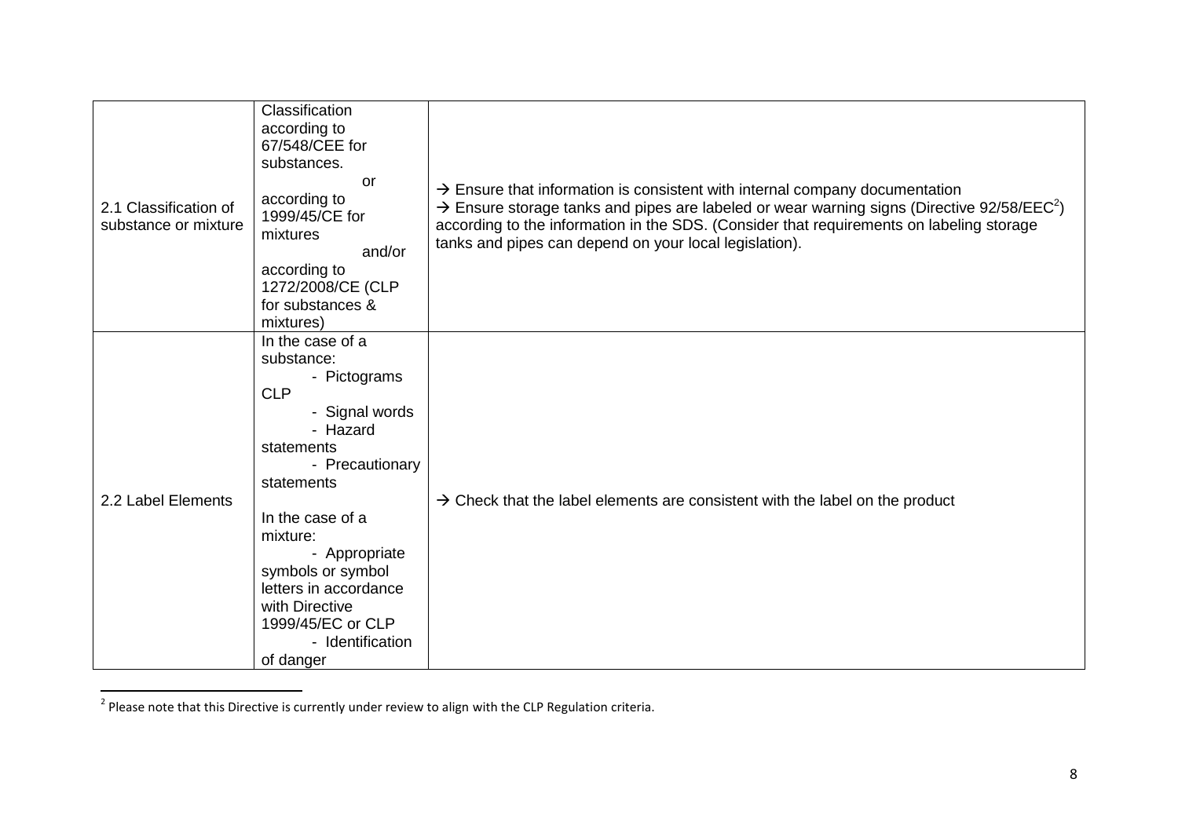| | | |
|---|---|---|
| 2.1 Classification of substance or mixture | Classification according to 67/548/CEE for substances. or according to 1999/45/CE for mixtures and/or according to 1272/2008/CE (CLP for substances & mixtures) | → Ensure that information is consistent with internal company documentation<br>→ Ensure storage tanks and pipes are labeled or wear warning signs (Directive 92/58/EEC[2]) according to the information in the SDS. (Consider that requirements on labeling storage tanks and pipes can depend on your local legislation). |
| 2.2 Label Elements | In the case of a substance:<br>- Pictograms CLP<br>- Signal words<br>- Hazard statements<br>- Precautionary statements<br><br>In the case of a mixture:<br>- Appropriate symbols or symbol letters in accordance with Directive 1999/45/EC or CLP<br>- Identification of danger | → Check that the label elements are consistent with the label on the product |

[2] Please note that this Directive is currently under review to align with the CLP Regulation criteria.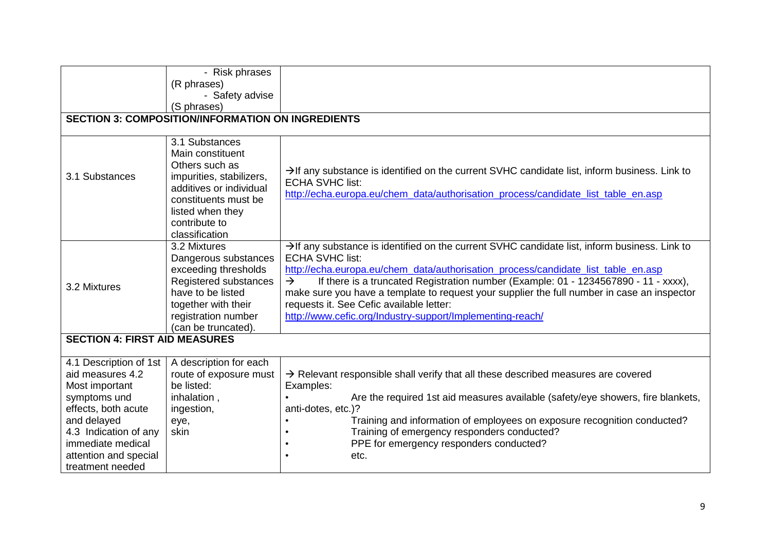| | | |
|---|---|---|
| | - Risk phrases (R phrases)<br>- Safety advise (S phrases) | |
| **SECTION 3: COMPOSITION/INFORMATION ON INGREDIENTS** | | |
| 3.1 Substances | 3.1 Substances<br>Main constituent<br>Others such as impurities, stabilizers, additives or individual constituents must be listed when they contribute to classification | →If any substance is identified on the current SVHC candidate list, inform business. Link to ECHA SVHC list:<br>http://echa.europa.eu/chem_data/authorisation_process/candidate_list_table_en.asp |
| 3.2 Mixtures | 3.2 Mixtures<br>Dangerous substances exceeding thresholds<br>Registered substances have to be listed together with their registration number (can be truncated). | →If any substance is identified on the current SVHC candidate list, inform business. Link to ECHA SVHC list:<br>http://echa.europa.eu/chem_data/authorisation_process/candidate_list_table_en.asp<br>→ If there is a truncated Registration number (Example: 01 - 1234567890 - 11 - xxxx), make sure you have a template to request your supplier the full number in case an inspector requests it. See Cefic available letter:<br>http://www.cefic.org/Industry-support/Implementing-reach/ |
| **SECTION 4: FIRST AID MEASURES** | | |
| 4.1 Description of 1st aid measures 4.2 Most important symptoms und effects, both acute and delayed<br>4.3 Indication of any immediate medical attention and special treatment needed | A description for each route of exposure must be listed:<br>inhalation ,<br>ingestion,<br>eye,<br>skin | → Relevant responsible shall verify that all these described measures are covered<br>Examples:<br>• Are the required 1st aid measures available (safety/eye showers, fire blankets, anti-dotes, etc.)?<br>• Training and information of employees on exposure recognition conducted?<br>• Training of emergency responders conducted?<br>• PPE for emergency responders conducted?<br>• etc. |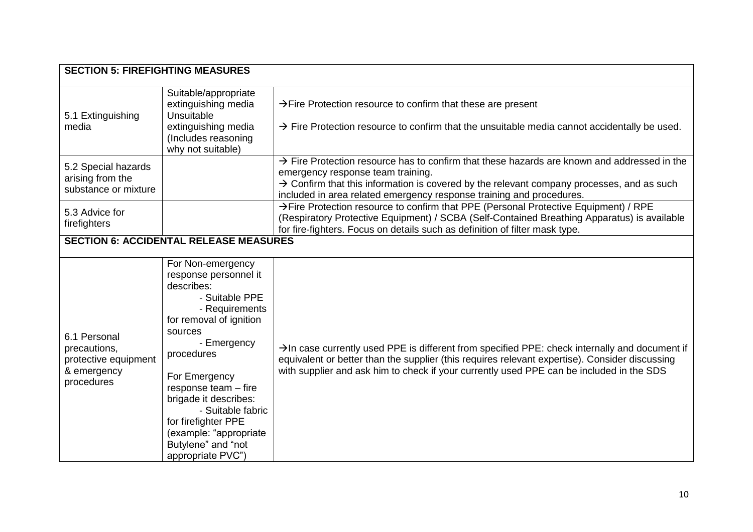| SECTION 5: FIREFIGHTING MEASURES | | |
|---|---|---|
| 5.1 Extinguishing media | Suitable/appropriate extinguishing media<br>Unsuitable extinguishing media (Includes reasoning why not suitable) | →Fire Protection resource to confirm that these are present<br><br>→ Fire Protection resource to confirm that the unsuitable media cannot accidentally be used. |
| 5.2 Special hazards arising from the substance or mixture | | → Fire Protection resource has to confirm that these hazards are known and addressed in the emergency response team training.<br>→ Confirm that this information is covered by the relevant company processes, and as such included in area related emergency response training and procedures. |
| 5.3 Advice for firefighters | | →Fire Protection resource to confirm that PPE (Personal Protective Equipment) / RPE (Respiratory Protective Equipment) / SCBA (Self-Contained Breathing Apparatus) is available for fire-fighters. Focus on details such as definition of filter mask type. |
| **SECTION 6: ACCIDENTAL RELEASE MEASURES** | | |
| 6.1 Personal precautions, protective equipment & emergency procedures | For Non-emergency response personnel it describes:<br>- Suitable PPE<br>- Requirements for removal of ignition sources<br>- Emergency procedures<br><br>For Emergency response team – fire brigade it describes:<br>- Suitable fabric for firefighter PPE (example: "appropriate Butylene" and "not appropriate PVC") | →In case currently used PPE is different from specified PPE: check internally and document if equivalent or better than the supplier (this requires relevant expertise). Consider discussing with supplier and ask him to check if your currently used PPE can be included in the SDS |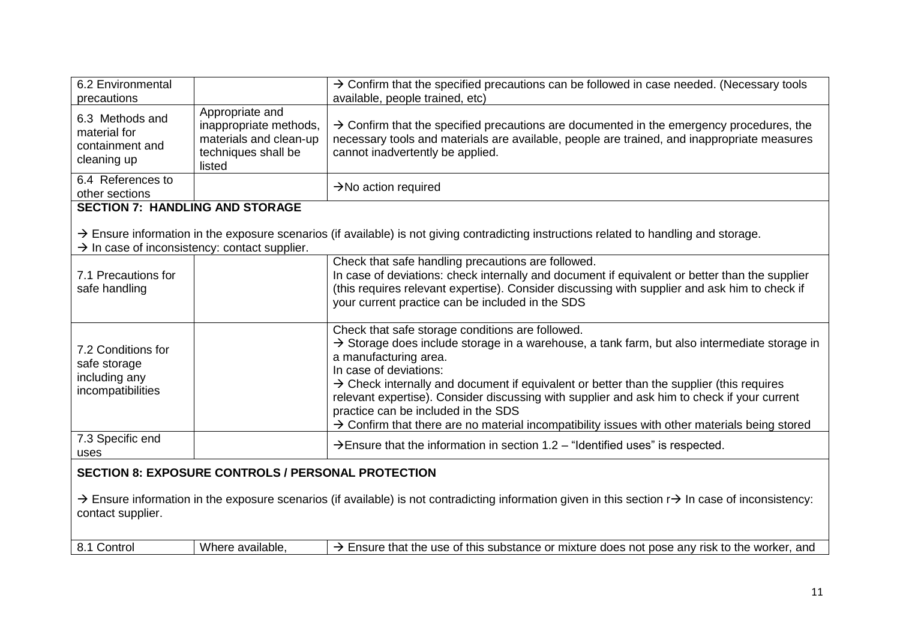| | | |
|---|---|---|
| 6.2 Environmental precautions | | → Confirm that the specified precautions can be followed in case needed. (Necessary tools available, people trained, etc) |
| 6.3 Methods and material for containment and cleaning up | Appropriate and inappropriate methods, materials and clean-up techniques shall be listed | → Confirm that the specified precautions are documented in the emergency procedures, the necessary tools and materials are available, people are trained, and inappropriate measures cannot inadvertently be applied. |
| 6.4 References to other sections | | →No action required |
| **SECTION 7: HANDLING AND STORAGE**<br><br>→ Ensure information in the exposure scenarios (if available) is not giving contradicting instructions related to handling and storage.<br>→ In case of inconsistency: contact supplier. | | |
| 7.1 Precautions for safe handling | | Check that safe handling precautions are followed.<br>In case of deviations: check internally and document if equivalent or better than the supplier (this requires relevant expertise). Consider discussing with supplier and ask him to check if your current practice can be included in the SDS |
| 7.2 Conditions for safe storage including any incompatibilities | | Check that safe storage conditions are followed.<br>→ Storage does include storage in a warehouse, a tank farm, but also intermediate storage in a manufacturing area.<br>In case of deviations:<br>→ Check internally and document if equivalent or better than the supplier (this requires relevant expertise). Consider discussing with supplier and ask him to check if your current practice can be included in the SDS<br>→ Confirm that there are no material incompatibility issues with other materials being stored |
| 7.3 Specific end uses | | →Ensure that the information in section 1.2 – "Identified uses" is respected. |
| **SECTION 8: EXPOSURE CONTROLS / PERSONAL PROTECTION**<br><br>→ Ensure information in the exposure scenarios (if available) is not contradicting information given in this section r→ In case of inconsistency: contact supplier. | | |
| 8.1 Control | Where available, | → Ensure that the use of this substance or mixture does not pose any risk to the worker, and |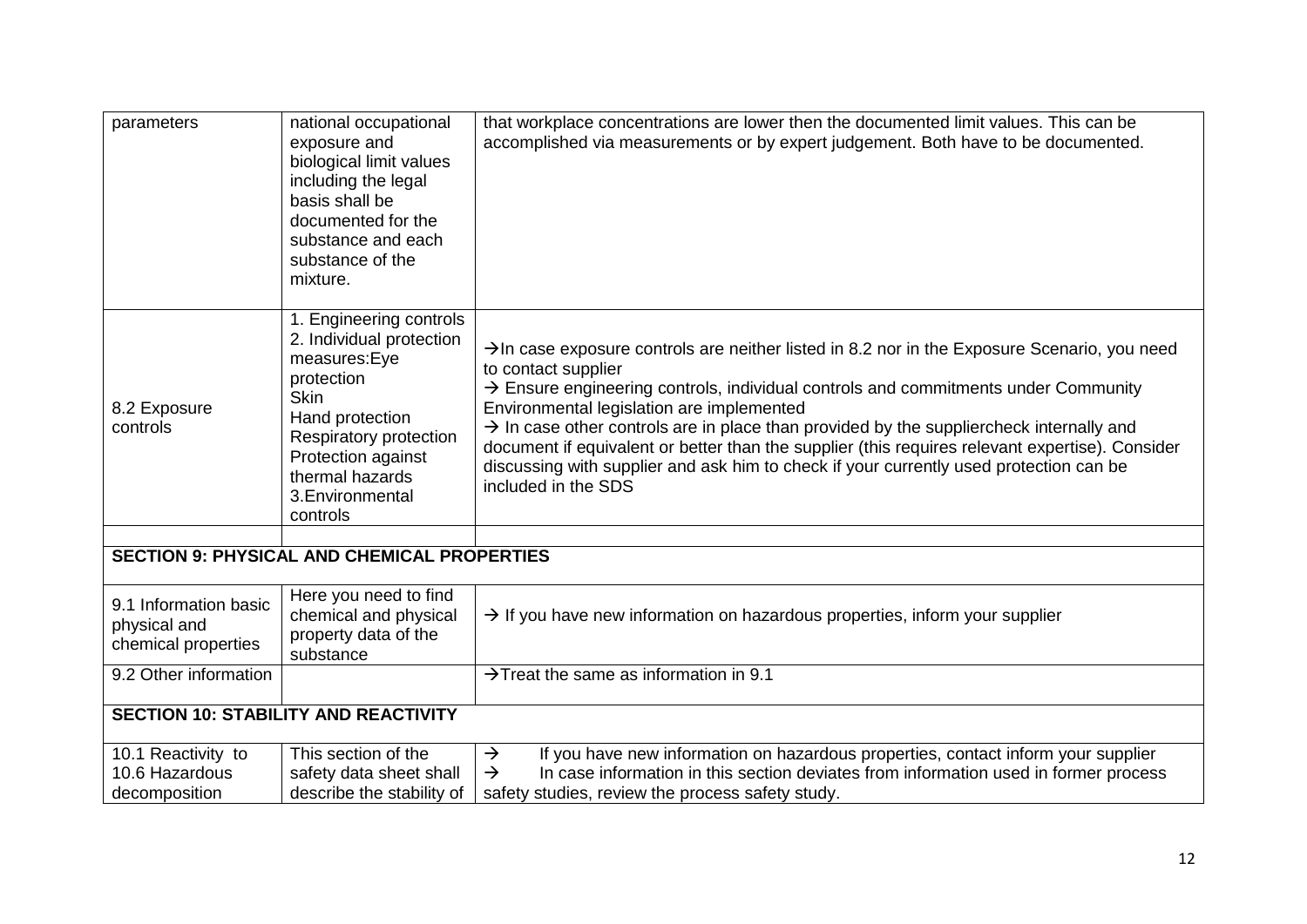| | | |
|---|---|---|
| parameters | national occupational exposure and biological limit values including the legal basis shall be documented for the substance and each substance of the mixture. | that workplace concentrations are lower then the documented limit values. This can be accomplished via measurements or by expert judgement. Both have to be documented. |
| 8.2 Exposure controls | 1. Engineering controls<br>2. Individual protection measures:Eye protection<br>Skin<br>Hand protection<br>Respiratory protection<br>Protection against thermal hazards<br>3.Environmental controls | →In case exposure controls are neither listed in 8.2 nor in the Exposure Scenario, you need to contact supplier<br>→ Ensure engineering controls, individual controls and commitments under Community Environmental legislation are implemented<br>→ In case other controls are in place than provided by the suppliercheck internally and document if equivalent or better than the supplier (this requires relevant expertise). Consider discussing with supplier and ask him to check if your currently used protection can be included in the SDS |
| | | |
| **SECTION 9: PHYSICAL AND CHEMICAL PROPERTIES** | | |
| 9.1 Information basic physical and chemical properties | Here you need to find chemical and physical property data of the substance | → If you have new information on hazardous properties, inform your supplier |
| 9.2 Other information | | →Treat the same as information in 9.1 |
| **SECTION 10: STABILITY AND REACTIVITY** | | |
| 10.1 Reactivity to 10.6 Hazardous decomposition | This section of the safety data sheet shall describe the stability of | → If you have new information on hazardous properties, contact inform your supplier<br>→ In case information in this section deviates from information used in former process safety studies, review the process safety study. |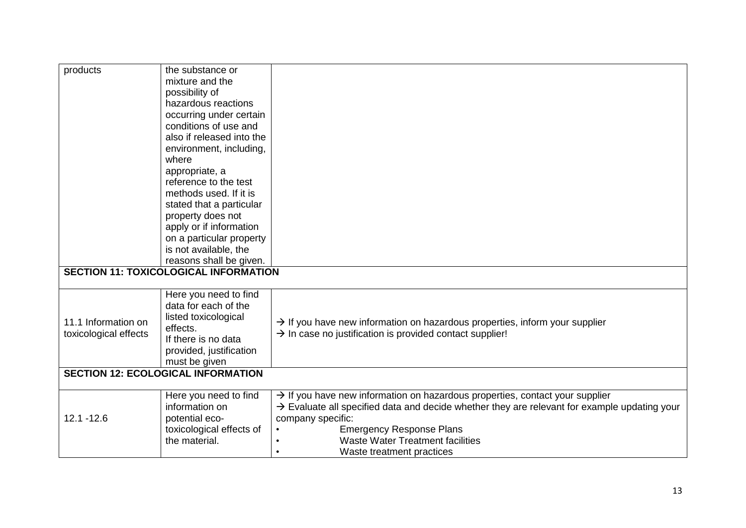| | | |
|---|---|---|
| products | the substance or mixture and the possibility of hazardous reactions occurring under certain conditions of use and also if released into the environment, including, where appropriate, a reference to the test methods used. If it is stated that a particular property does not apply or if information on a particular property is not available, the reasons shall be given. | |
| **SECTION 11: TOXICOLOGICAL INFORMATION** | | |
| 11.1 Information on toxicological effects | Here you need to find data for each of the listed toxicological effects. If there is no data provided, justification must be given | → If you have new information on hazardous properties, inform your supplier<br>→ In case no justification is provided contact supplier! |
| **SECTION 12: ECOLOGICAL INFORMATION** | | |
| 12.1 -12.6 | Here you need to find information on potential eco-toxicological effects of the material. | → If you have new information on hazardous properties, contact your supplier<br>→ Evaluate all specified data and decide whether they are relevant for example updating your company specific:<br>• Emergency Response Plans<br>• Waste Water Treatment facilities<br>• Waste treatment practices |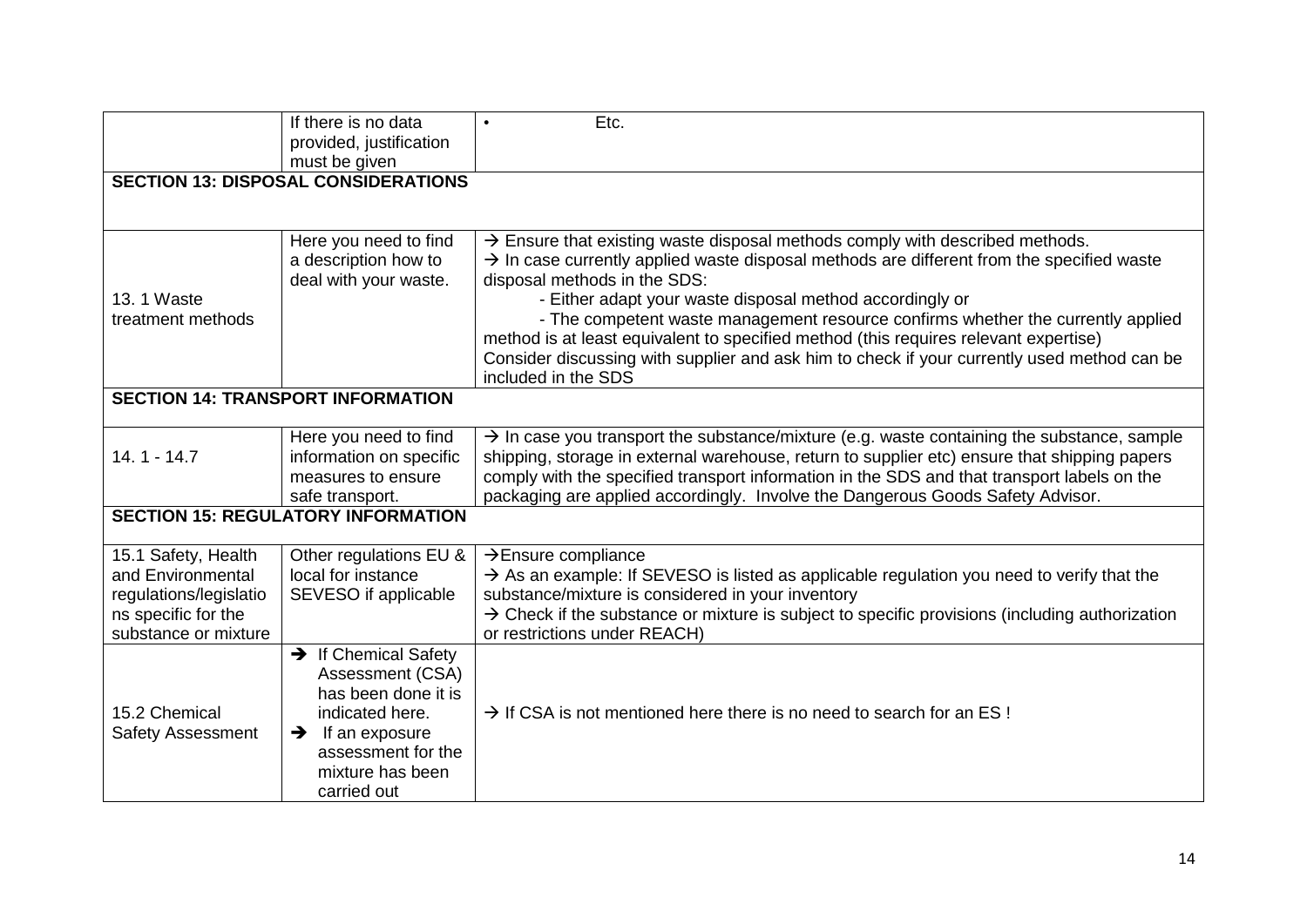| | | |
|---|---|---|
| | If there is no data provided, justification must be given | • Etc. |
| **SECTION 13: DISPOSAL CONSIDERATIONS** | | |
| 13. 1 Waste treatment methods | Here you need to find a description how to deal with your waste. | → Ensure that existing waste disposal methods comply with described methods.<br>→ In case currently applied waste disposal methods are different from the specified waste disposal methods in the SDS:<br>- Either adapt your waste disposal method accordingly or<br>- The competent waste management resource confirms whether the currently applied method is at least equivalent to specified method (this requires relevant expertise)<br>Consider discussing with supplier and ask him to check if your currently used method can be included in the SDS |
| **SECTION 14: TRANSPORT INFORMATION** | | |
| 14. 1 - 14.7 | Here you need to find information on specific measures to ensure safe transport. | → In case you transport the substance/mixture (e.g. waste containing the substance, sample shipping, storage in external warehouse, return to supplier etc) ensure that shipping papers comply with the specified transport information in the SDS and that transport labels on the packaging are applied accordingly. Involve the Dangerous Goods Safety Advisor. |
| **SECTION 15: REGULATORY INFORMATION** | | |
| 15.1 Safety, Health and Environmental regulations/legislations specific for the substance or mixture | Other regulations EU & local for instance SEVESO if applicable | →Ensure compliance<br>→ As an example: If SEVESO is listed as applicable regulation you need to verify that the substance/mixture is considered in your inventory<br>→ Check if the substance or mixture is subject to specific provisions (including authorization or restrictions under REACH) |
| 15.2 Chemical Safety Assessment | → If Chemical Safety Assessment (CSA) has been done it is indicated here.<br>→ If an exposure assessment for the mixture has been carried out | → If CSA is not mentioned here there is no need to search for an ES ! |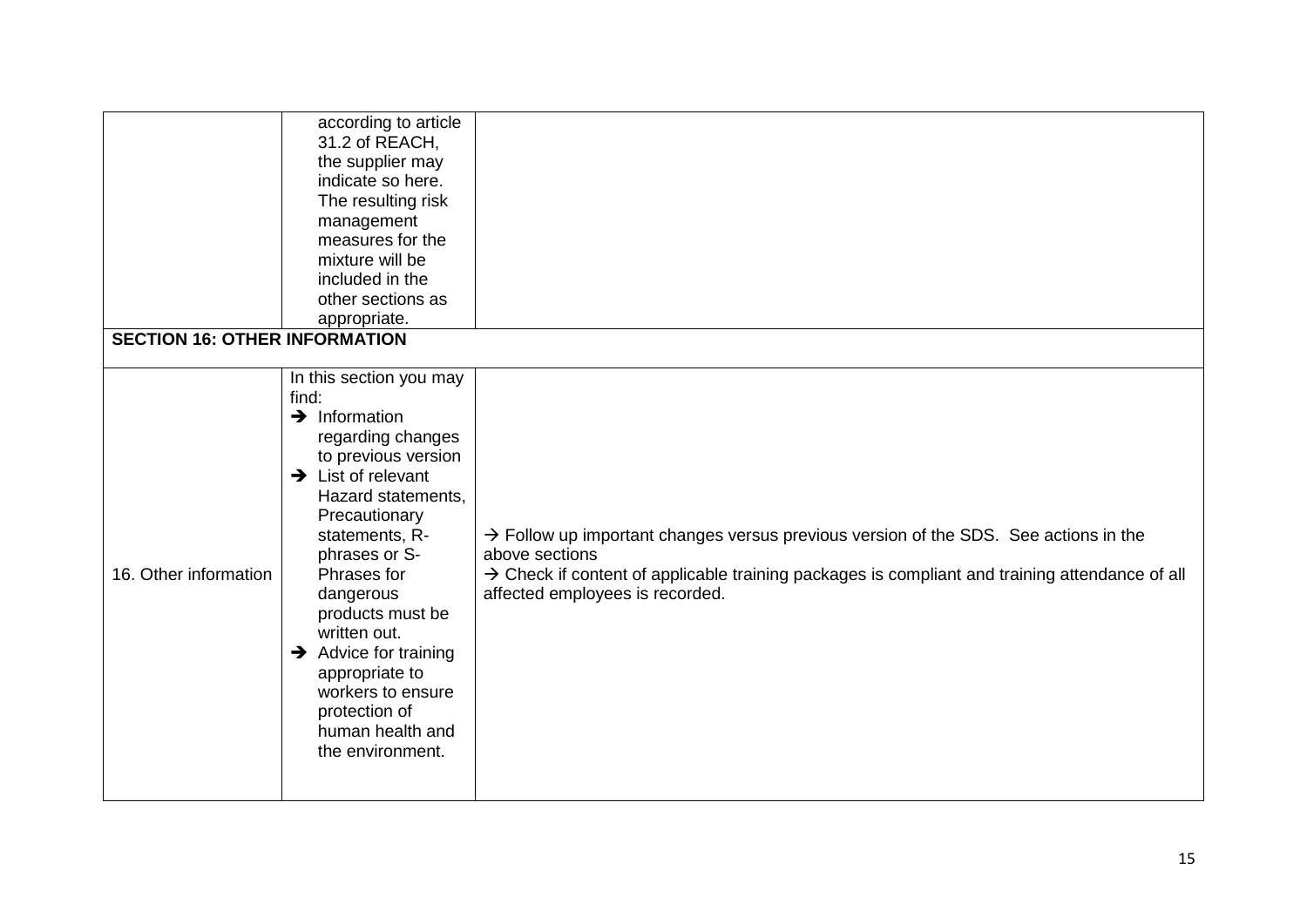| | | |
|---|---|---|
| | according to article 31.2 of REACH, the supplier may indicate so here. The resulting risk management measures for the mixture will be included in the other sections as appropriate. | |
| **SECTION 16: OTHER INFORMATION** | | |
| 16. Other information | In this section you may find:<br>➔ Information regarding changes to previous version<br>➔ List of relevant Hazard statements, Precautionary statements, R-phrases or S-Phrases for dangerous products must be written out.<br>➔ Advice for training appropriate to workers to ensure protection of human health and the environment. | → Follow up important changes versus previous version of the SDS. See actions in the above sections<br>→ Check if content of applicable training packages is compliant and training attendance of all affected employees is recorded. |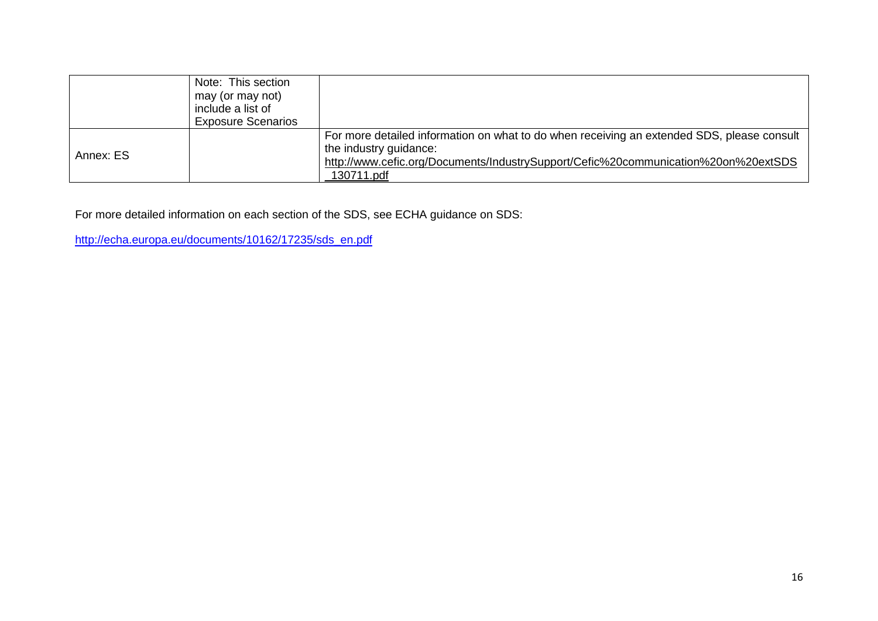| | | |
|---|---|---|
| | Note: This section may (or may not) include a list of Exposure Scenarios | |
| Annex: ES | | For more detailed information on what to do when receiving an extended SDS, please consult the industry guidance: http://www.cefic.org/Documents/IndustrySupport/Cefic%20communication%20on%20extSDS_130711.pdf |

For more detailed information on each section of the SDS, see ECHA guidance on SDS:

http://echa.europa.eu/documents/10162/17235/sds_en.pdf